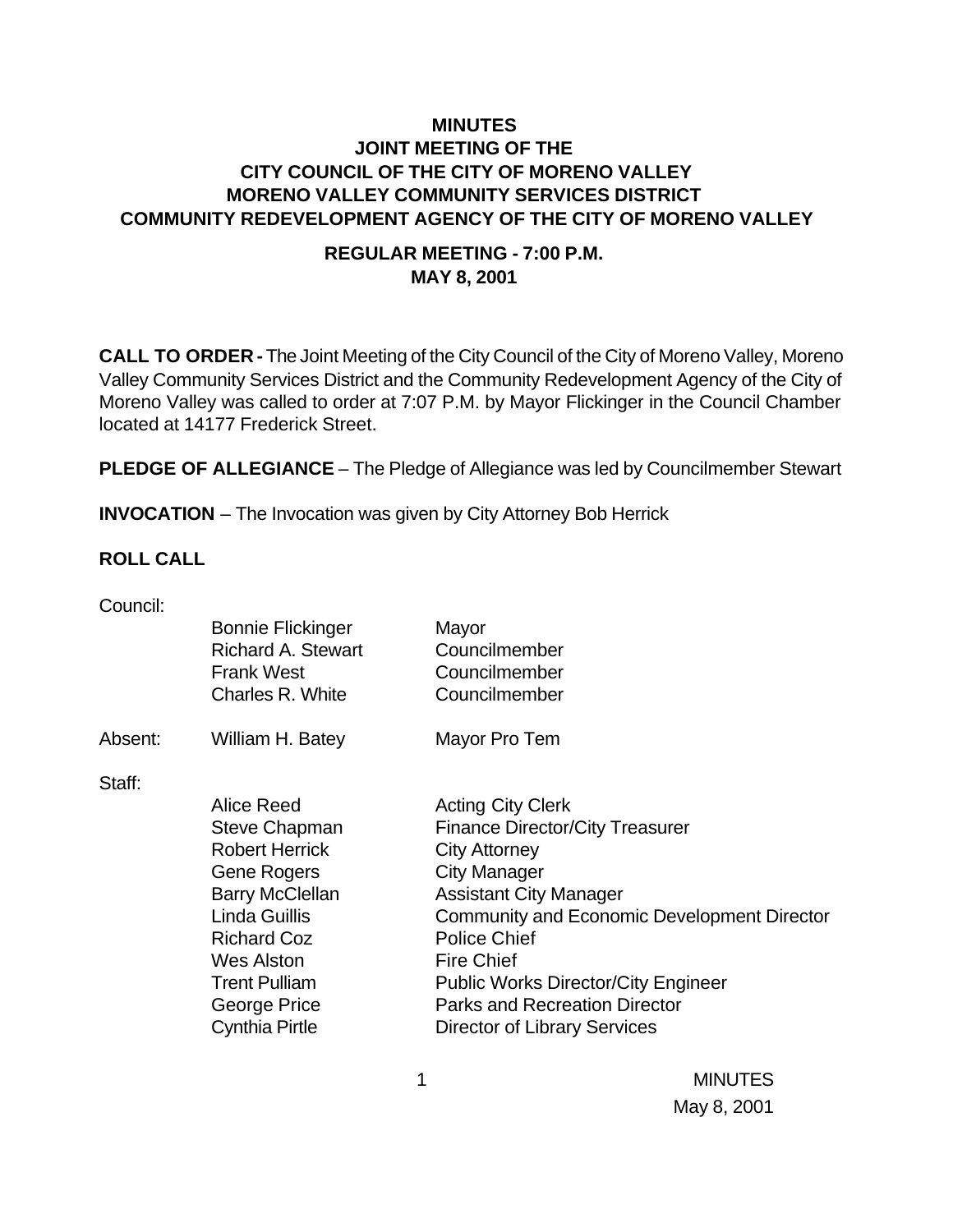# MINUTES
## JOINT MEETING OF THE
## CITY COUNCIL OF THE CITY OF MORENO VALLEY
## MORENO VALLEY COMMUNITY SERVICES DISTRICT
## COMMUNITY REDEVELOPMENT AGENCY OF THE CITY OF MORENO VALLEY

### REGULAR MEETING - 7:00 P.M.
### MAY 8, 2001

**CALL TO ORDER -** The Joint Meeting of the City Council of the City of Moreno Valley, Moreno Valley Community Services District and the Community Redevelopment Agency of the City of Moreno Valley was called to order at 7:07 P.M. by Mayor Flickinger in the Council Chamber located at 14177 Frederick Street.

**PLEDGE OF ALLEGIANCE** – The Pledge of Allegiance was led by Councilmember Stewart

**INVOCATION** – The Invocation was given by City Attorney Bob Herrick

**ROLL CALL**

| | | |
|---|---|---|
| Council: | | |
| | Bonnie Flickinger | Mayor |
| | Richard A. Stewart | Councilmember |
| | Frank West | Councilmember |
| | Charles R. White | Councilmember |
| Absent: | William H. Batey | Mayor Pro Tem |
| Staff: | | |
| | Alice Reed | Acting City Clerk |
| | Steve Chapman | Finance Director/City Treasurer |
| | Robert Herrick | City Attorney |
| | Gene Rogers | City Manager |
| | Barry McClellan | Assistant City Manager |
| | Linda Guillis | Community and Economic Development Director |
| | Richard Coz | Police Chief |
| | Wes Alston | Fire Chief |
| | Trent Pulliam | Public Works Director/City Engineer |
| | George Price | Parks and Recreation Director |
| | Cynthia Pirtle | Director of Library Services |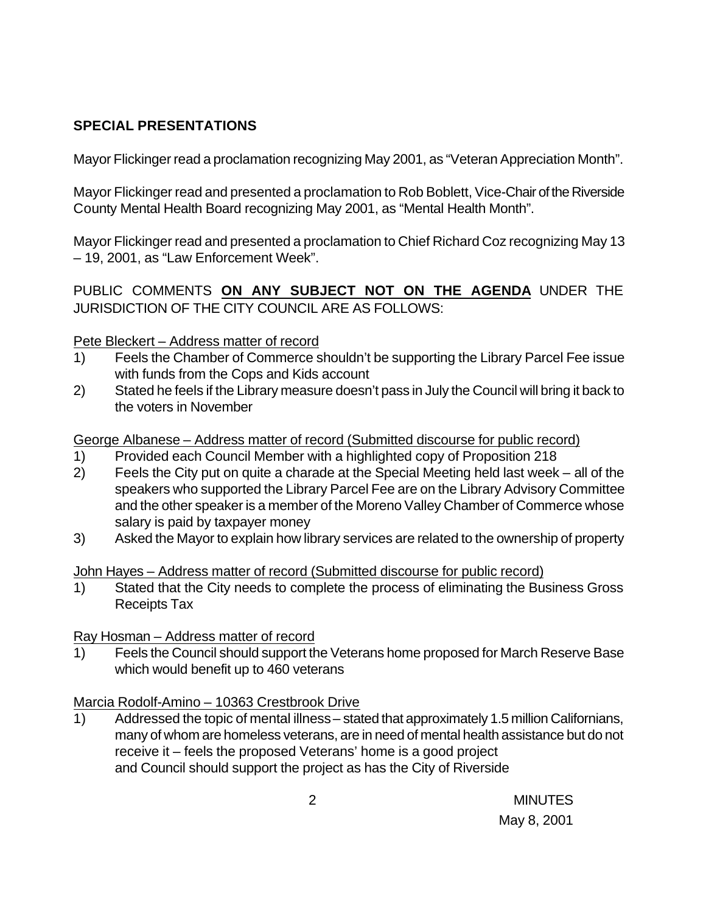## SPECIAL PRESENTATIONS

Mayor Flickinger read a proclamation recognizing May 2001, as "Veteran Appreciation Month".

Mayor Flickinger read and presented a proclamation to Rob Boblett, Vice-Chair of the Riverside County Mental Health Board recognizing May 2001, as "Mental Health Month".

Mayor Flickinger read and presented a proclamation to Chief Richard Coz recognizing May 13 – 19, 2001, as "Law Enforcement Week".

PUBLIC COMMENTS **ON ANY SUBJECT NOT ON THE AGENDA** UNDER THE JURISDICTION OF THE CITY COUNCIL ARE AS FOLLOWS:

Pete Bleckert – Address matter of record

1) Feels the Chamber of Commerce shouldn't be supporting the Library Parcel Fee issue with funds from the Cops and Kids account
2) Stated he feels if the Library measure doesn't pass in July the Council will bring it back to the voters in November

George Albanese – Address matter of record (Submitted discourse for public record)

1) Provided each Council Member with a highlighted copy of Proposition 218
2) Feels the City put on quite a charade at the Special Meeting held last week – all of the speakers who supported the Library Parcel Fee are on the Library Advisory Committee and the other speaker is a member of the Moreno Valley Chamber of Commerce whose salary is paid by taxpayer money
3) Asked the Mayor to explain how library services are related to the ownership of property

John Hayes – Address matter of record (Submitted discourse for public record)

1) Stated that the City needs to complete the process of eliminating the Business Gross Receipts Tax

Ray Hosman – Address matter of record

1) Feels the Council should support the Veterans home proposed for March Reserve Base which would benefit up to 460 veterans

Marcia Rodolf-Amino – 10363 Crestbrook Drive

1) Addressed the topic of mental illness – stated that approximately 1.5 million Californians, many of whom are homeless veterans, are in need of mental health assistance but do not receive it – feels the proposed Veterans' home is a good project and Council should support the project as has the City of Riverside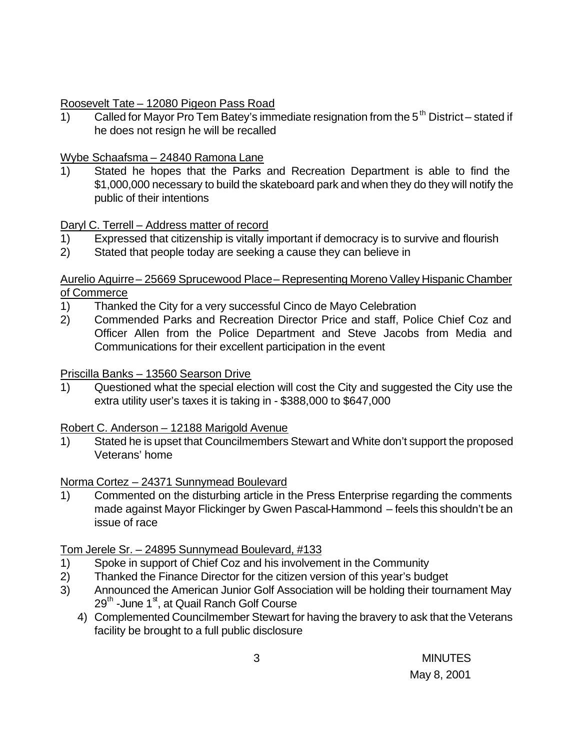Roosevelt Tate – 12080 Pigeon Pass Road

1) Called for Mayor Pro Tem Batey's immediate resignation from the 5th District – stated if he does not resign he will be recalled

Wybe Schaafsma – 24840 Ramona Lane

1) Stated he hopes that the Parks and Recreation Department is able to find the $1,000,000 necessary to build the skateboard park and when they do they will notify the public of their intentions

Daryl C. Terrell – Address matter of record

1) Expressed that citizenship is vitally important if democracy is to survive and flourish
2) Stated that people today are seeking a cause they can believe in

Aurelio Aguirre – 25669 Sprucewood Place – Representing Moreno Valley Hispanic Chamber of Commerce

1) Thanked the City for a very successful Cinco de Mayo Celebration
2) Commended Parks and Recreation Director Price and staff, Police Chief Coz and Officer Allen from the Police Department and Steve Jacobs from Media and Communications for their excellent participation in the event

Priscilla Banks – 13560 Searson Drive

1) Questioned what the special election will cost the City and suggested the City use the extra utility user's taxes it is taking in - $388,000 to $647,000

Robert C. Anderson – 12188 Marigold Avenue

1) Stated he is upset that Councilmembers Stewart and White don't support the proposed Veterans' home

Norma Cortez – 24371 Sunnymead Boulevard

1) Commented on the disturbing article in the Press Enterprise regarding the comments made against Mayor Flickinger by Gwen Pascal-Hammond – feels this shouldn't be an issue of race

Tom Jerele Sr. – 24895 Sunnymead Boulevard, #133

1) Spoke in support of Chief Coz and his involvement in the Community
2) Thanked the Finance Director for the citizen version of this year's budget
3) Announced the American Junior Golf Association will be holding their tournament May 29th -June 1st, at Quail Ranch Golf Course
4) Complemented Councilmember Stewart for having the bravery to ask that the Veterans facility be brought to a full public disclosure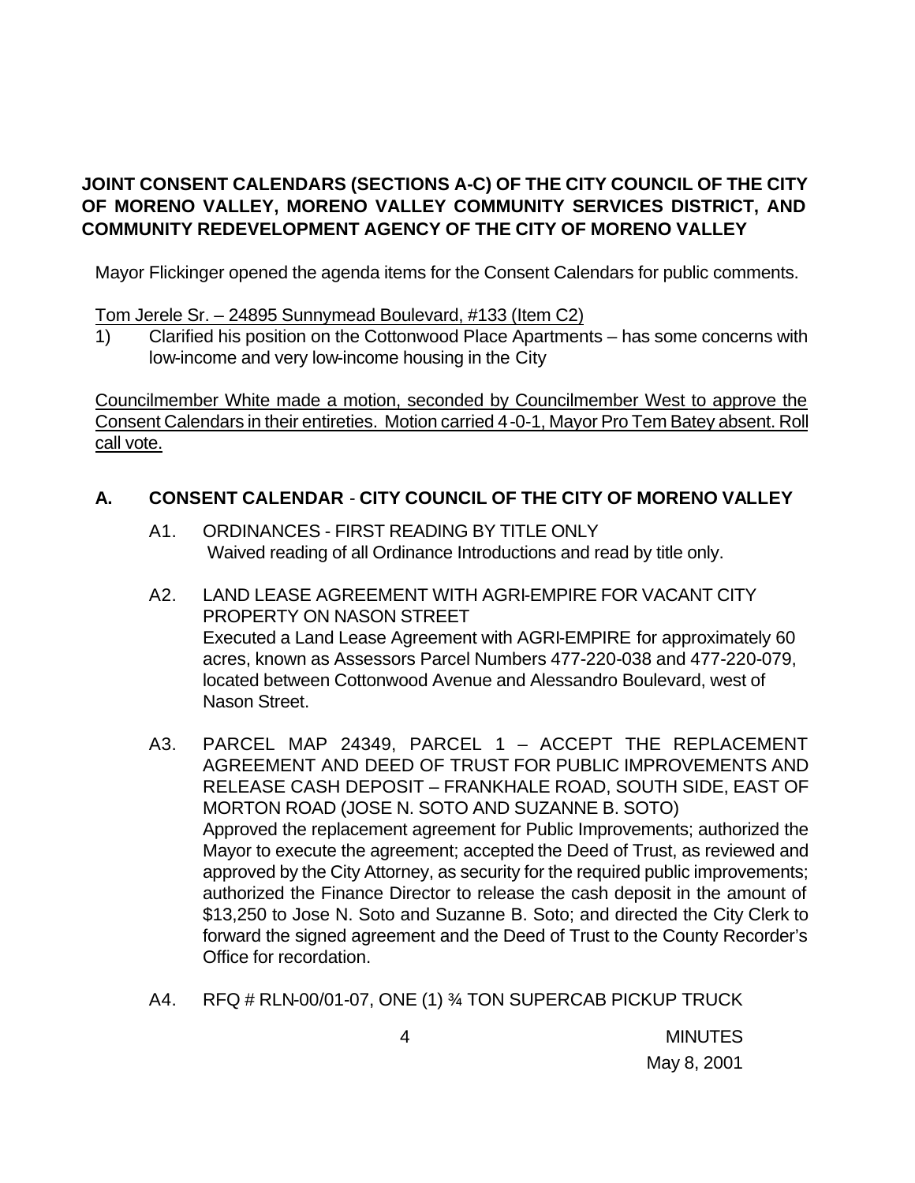**JOINT CONSENT CALENDARS (SECTIONS A-C) OF THE CITY COUNCIL OF THE CITY OF MORENO VALLEY, MORENO VALLEY COMMUNITY SERVICES DISTRICT, AND COMMUNITY REDEVELOPMENT AGENCY OF THE CITY OF MORENO VALLEY**

Mayor Flickinger opened the agenda items for the Consent Calendars for public comments.

Tom Jerele Sr. – 24895 Sunnymead Boulevard, #133 (Item C2)

1) Clarified his position on the Cottonwood Place Apartments – has some concerns with low-income and very low-income housing in the City

Councilmember White made a motion, seconded by Councilmember West to approve the Consent Calendars in their entireties. Motion carried 4-0-1, Mayor Pro Tem Batey absent. Roll call vote.

## A. CONSENT CALENDAR - CITY COUNCIL OF THE CITY OF MORENO VALLEY

A1. ORDINANCES - FIRST READING BY TITLE ONLY
Waived reading of all Ordinance Introductions and read by title only.

A2. LAND LEASE AGREEMENT WITH AGRI-EMPIRE FOR VACANT CITY PROPERTY ON NASON STREET
Executed a Land Lease Agreement with AGRI-EMPIRE for approximately 60 acres, known as Assessors Parcel Numbers 477-220-038 and 477-220-079, located between Cottonwood Avenue and Alessandro Boulevard, west of Nason Street.

A3. PARCEL MAP 24349, PARCEL 1 – ACCEPT THE REPLACEMENT AGREEMENT AND DEED OF TRUST FOR PUBLIC IMPROVEMENTS AND RELEASE CASH DEPOSIT – FRANKHALE ROAD, SOUTH SIDE, EAST OF MORTON ROAD (JOSE N. SOTO AND SUZANNE B. SOTO)
Approved the replacement agreement for Public Improvements; authorized the Mayor to execute the agreement; accepted the Deed of Trust, as reviewed and approved by the City Attorney, as security for the required public improvements; authorized the Finance Director to release the cash deposit in the amount of $13,250 to Jose N. Soto and Suzanne B. Soto; and directed the City Clerk to forward the signed agreement and the Deed of Trust to the County Recorder's Office for recordation.

A4. RFQ # RLN-00/01-07, ONE (1) ¾ TON SUPERCAB PICKUP TRUCK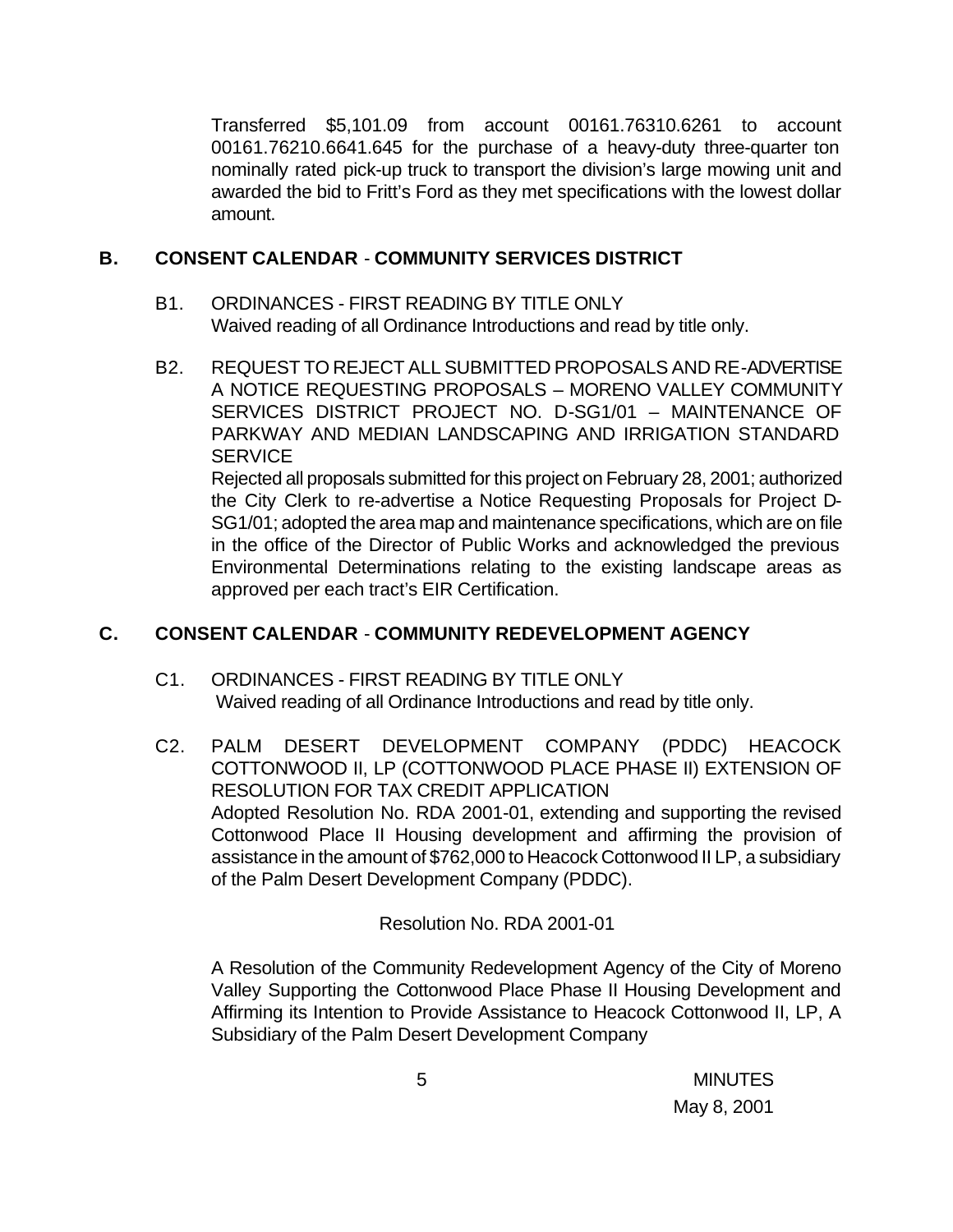Transferred $5,101.09 from account 00161.76310.6261 to account 00161.76210.6641.645 for the purchase of a heavy-duty three-quarter ton nominally rated pick-up truck to transport the division's large mowing unit and awarded the bid to Fritt's Ford as they met specifications with the lowest dollar amount.

## B. CONSENT CALENDAR - COMMUNITY SERVICES DISTRICT

B1. ORDINANCES - FIRST READING BY TITLE ONLY
Waived reading of all Ordinance Introductions and read by title only.

B2. REQUEST TO REJECT ALL SUBMITTED PROPOSALS AND RE-ADVERTISE A NOTICE REQUESTING PROPOSALS – MORENO VALLEY COMMUNITY SERVICES DISTRICT PROJECT NO. D-SG1/01 – MAINTENANCE OF PARKWAY AND MEDIAN LANDSCAPING AND IRRIGATION STANDARD SERVICE
Rejected all proposals submitted for this project on February 28, 2001; authorized the City Clerk to re-advertise a Notice Requesting Proposals for Project D-SG1/01; adopted the area map and maintenance specifications, which are on file in the office of the Director of Public Works and acknowledged the previous Environmental Determinations relating to the existing landscape areas as approved per each tract's EIR Certification.

## C. CONSENT CALENDAR - COMMUNITY REDEVELOPMENT AGENCY

C1. ORDINANCES - FIRST READING BY TITLE ONLY
Waived reading of all Ordinance Introductions and read by title only.

C2. PALM DESERT DEVELOPMENT COMPANY (PDDC) HEACOCK COTTONWOOD II, LP (COTTONWOOD PLACE PHASE II) EXTENSION OF RESOLUTION FOR TAX CREDIT APPLICATION
Adopted Resolution No. RDA 2001-01, extending and supporting the revised Cottonwood Place II Housing development and affirming the provision of assistance in the amount of $762,000 to Heacock Cottonwood II LP, a subsidiary of the Palm Desert Development Company (PDDC).

Resolution No. RDA 2001-01

A Resolution of the Community Redevelopment Agency of the City of Moreno Valley Supporting the Cottonwood Place Phase II Housing Development and Affirming its Intention to Provide Assistance to Heacock Cottonwood II, LP, A Subsidiary of the Palm Desert Development Company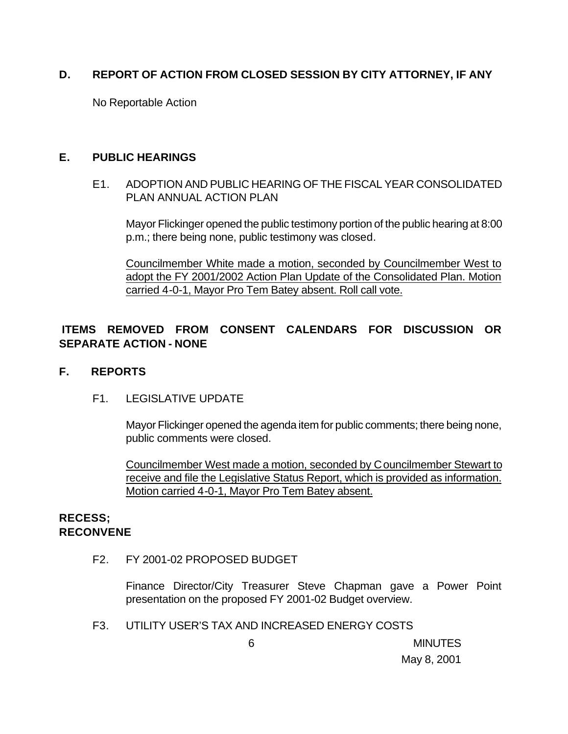## D. REPORT OF ACTION FROM CLOSED SESSION BY CITY ATTORNEY, IF ANY

No Reportable Action

## E. PUBLIC HEARINGS

E1. ADOPTION AND PUBLIC HEARING OF THE FISCAL YEAR CONSOLIDATED PLAN ANNUAL ACTION PLAN

Mayor Flickinger opened the public testimony portion of the public hearing at 8:00 p.m.; there being none, public testimony was closed.

<u>Councilmember White made a motion, seconded by Councilmember West to adopt the FY 2001/2002 Action Plan Update of the Consolidated Plan. Motion carried 4-0-1, Mayor Pro Tem Batey absent. Roll call vote.</u>

**ITEMS REMOVED FROM CONSENT CALENDARS FOR DISCUSSION OR SEPARATE ACTION - NONE**

## F. REPORTS

F1. LEGISLATIVE UPDATE

Mayor Flickinger opened the agenda item for public comments; there being none, public comments were closed.

<u>Councilmember West made a motion, seconded by Councilmember Stewart to receive and file the Legislative Status Report, which is provided as information. Motion carried 4-0-1, Mayor Pro Tem Batey absent.</u>

**RECESS;**
**RECONVENE**

F2. FY 2001-02 PROPOSED BUDGET

Finance Director/City Treasurer Steve Chapman gave a Power Point presentation on the proposed FY 2001-02 Budget overview.

F3. UTILITY USER'S TAX AND INCREASED ENERGY COSTS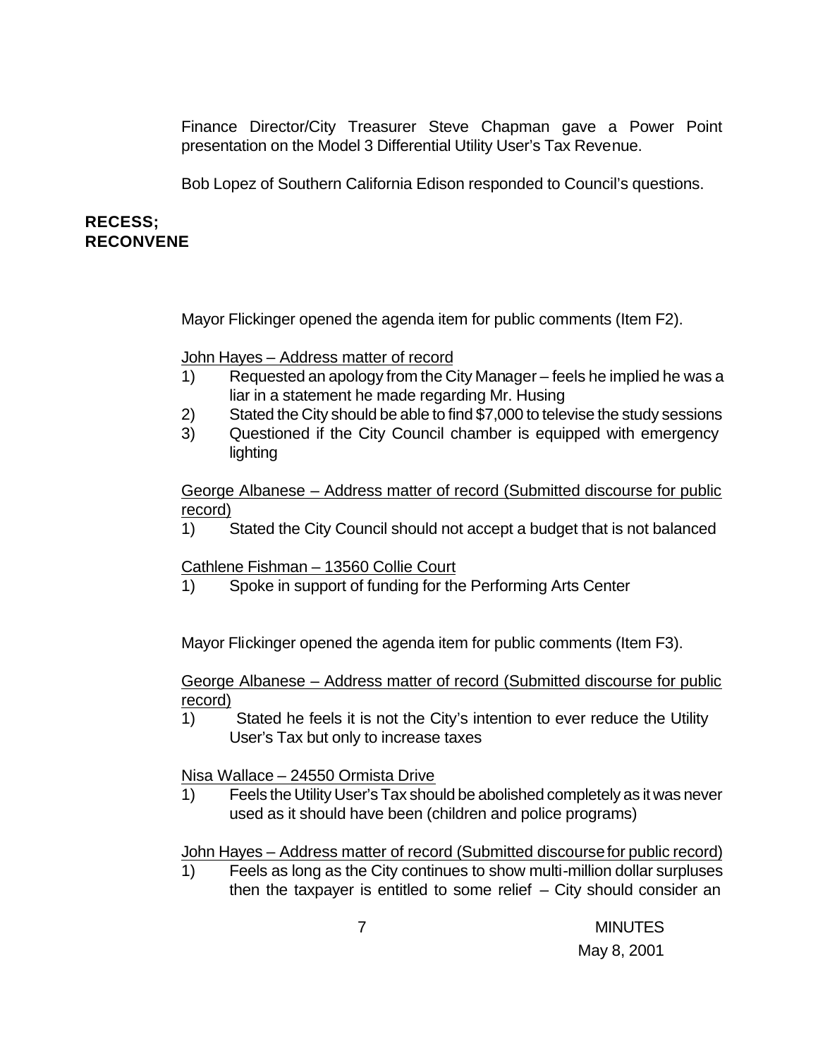Finance Director/City Treasurer Steve Chapman gave a Power Point presentation on the Model 3 Differential Utility User's Tax Revenue.

Bob Lopez of Southern California Edison responded to Council's questions.

**RECESS;**
**RECONVENE**

Mayor Flickinger opened the agenda item for public comments (Item F2).

<u>John Hayes – Address matter of record</u>

1) Requested an apology from the City Manager – feels he implied he was a liar in a statement he made regarding Mr. Husing
2) Stated the City should be able to find $7,000 to televise the study sessions
3) Questioned if the City Council chamber is equipped with emergency lighting

<u>George Albanese – Address matter of record (Submitted discourse for public record)</u>

1) Stated the City Council should not accept a budget that is not balanced

<u>Cathlene Fishman – 13560 Collie Court</u>

1) Spoke in support of funding for the Performing Arts Center

Mayor Flickinger opened the agenda item for public comments (Item F3).

<u>George Albanese – Address matter of record (Submitted discourse for public record)</u>

1) Stated he feels it is not the City's intention to ever reduce the Utility User's Tax but only to increase taxes

<u>Nisa Wallace – 24550 Ormista Drive</u>

1) Feels the Utility User's Tax should be abolished completely as it was never used as it should have been (children and police programs)

<u>John Hayes – Address matter of record (Submitted discourse for public record)</u>

1) Feels as long as the City continues to show multi-million dollar surpluses then the taxpayer is entitled to some relief – City should consider an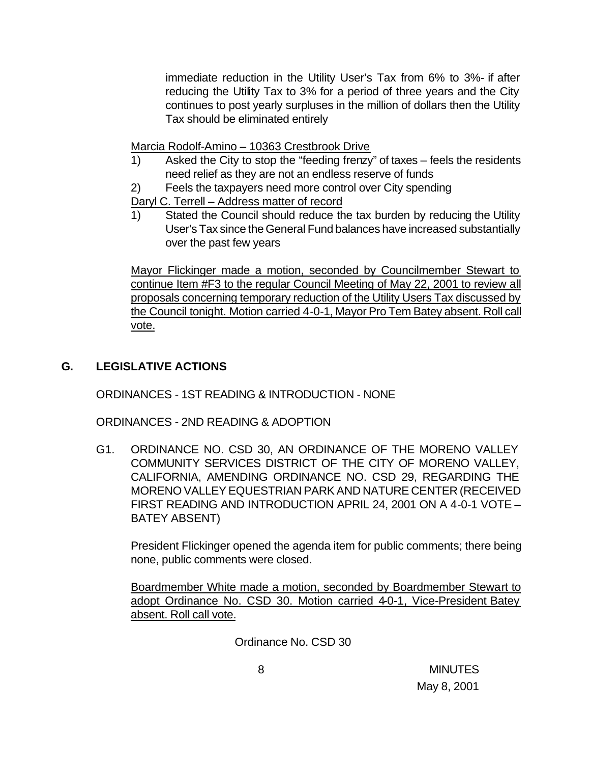immediate reduction in the Utility User's Tax from 6% to 3%- if after reducing the Utility Tax to 3% for a period of three years and the City continues to post yearly surpluses in the million of dollars then the Utility Tax should be eliminated entirely

Marcia Rodolf-Amino – 10363 Crestbrook Drive

1) Asked the City to stop the "feeding frenzy" of taxes – feels the residents need relief as they are not an endless reserve of funds
2) Feels the taxpayers need more control over City spending

Daryl C. Terrell – Address matter of record

1) Stated the Council should reduce the tax burden by reducing the Utility User's Tax since the General Fund balances have increased substantially over the past few years

Mayor Flickinger made a motion, seconded by Councilmember Stewart to continue Item #F3 to the regular Council Meeting of May 22, 2001 to review all proposals concerning temporary reduction of the Utility Users Tax discussed by the Council tonight. Motion carried 4-0-1, Mayor Pro Tem Batey absent. Roll call vote.

## G. LEGISLATIVE ACTIONS

ORDINANCES - 1ST READING & INTRODUCTION - NONE

ORDINANCES - 2ND READING & ADOPTION

G1. ORDINANCE NO. CSD 30, AN ORDINANCE OF THE MORENO VALLEY COMMUNITY SERVICES DISTRICT OF THE CITY OF MORENO VALLEY, CALIFORNIA, AMENDING ORDINANCE NO. CSD 29, REGARDING THE MORENO VALLEY EQUESTRIAN PARK AND NATURE CENTER (RECEIVED FIRST READING AND INTRODUCTION APRIL 24, 2001 ON A 4-0-1 VOTE – BATEY ABSENT)

President Flickinger opened the agenda item for public comments; there being none, public comments were closed.

Boardmember White made a motion, seconded by Boardmember Stewart to adopt Ordinance No. CSD 30. Motion carried 4-0-1, Vice-President Batey absent. Roll call vote.

Ordinance No. CSD 30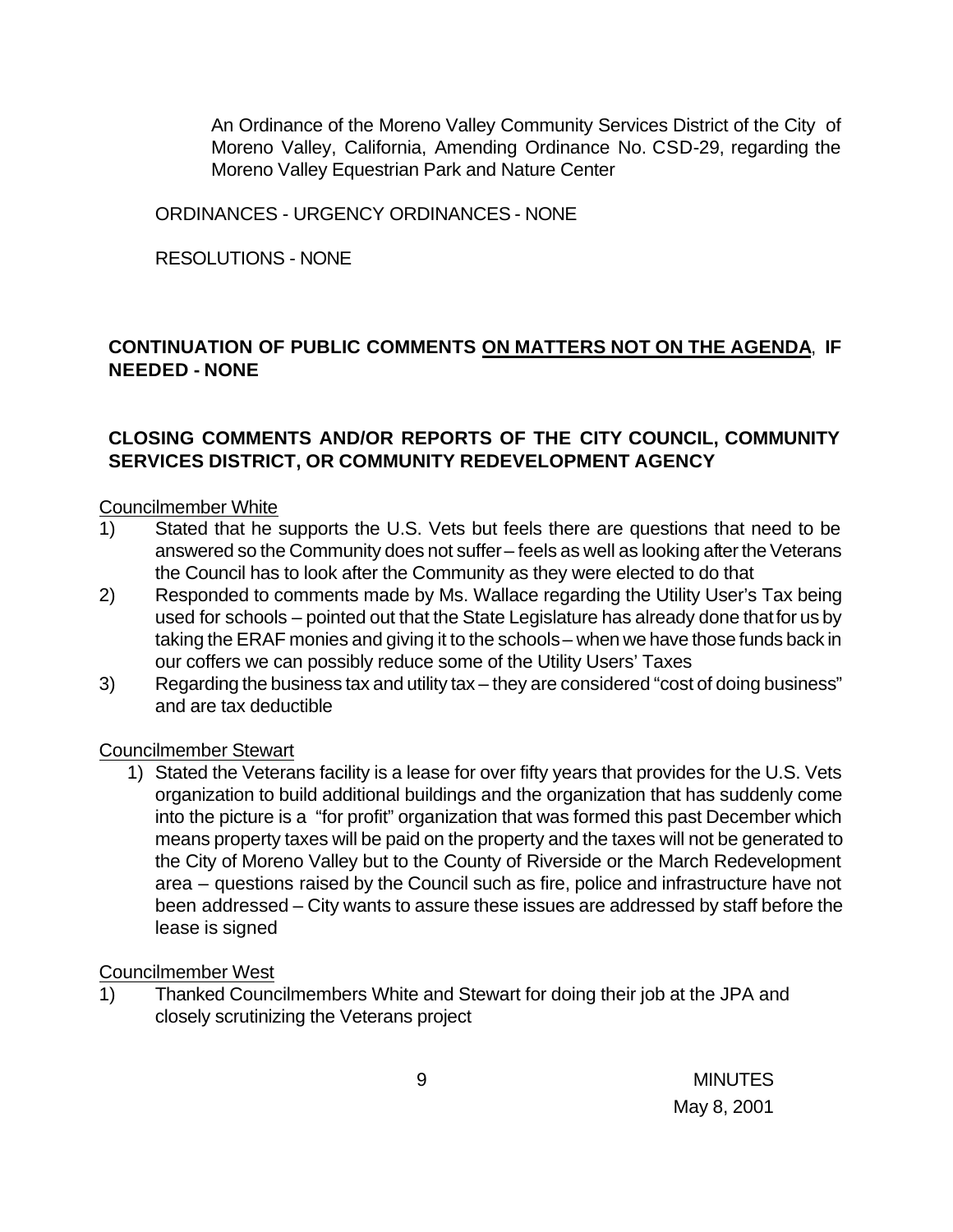An Ordinance of the Moreno Valley Community Services District of the City of Moreno Valley, California, Amending Ordinance No. CSD-29, regarding the Moreno Valley Equestrian Park and Nature Center

ORDINANCES - URGENCY ORDINANCES - NONE

RESOLUTIONS - NONE

**CONTINUATION OF PUBLIC COMMENTS ON MATTERS NOT ON THE AGENDA, IF NEEDED - NONE**

**CLOSING COMMENTS AND/OR REPORTS OF THE CITY COUNCIL, COMMUNITY SERVICES DISTRICT, OR COMMUNITY REDEVELOPMENT AGENCY**

Councilmember White

1) Stated that he supports the U.S. Vets but feels there are questions that need to be answered so the Community does not suffer – feels as well as looking after the Veterans the Council has to look after the Community as they were elected to do that
2) Responded to comments made by Ms. Wallace regarding the Utility User's Tax being used for schools – pointed out that the State Legislature has already done that for us by taking the ERAF monies and giving it to the schools – when we have those funds back in our coffers we can possibly reduce some of the Utility Users' Taxes
3) Regarding the business tax and utility tax – they are considered "cost of doing business" and are tax deductible

Councilmember Stewart

1) Stated the Veterans facility is a lease for over fifty years that provides for the U.S. Vets organization to build additional buildings and the organization that has suddenly come into the picture is a "for profit" organization that was formed this past December which means property taxes will be paid on the property and the taxes will not be generated to the City of Moreno Valley but to the County of Riverside or the March Redevelopment area – questions raised by the Council such as fire, police and infrastructure have not been addressed – City wants to assure these issues are addressed by staff before the lease is signed

Councilmember West

1) Thanked Councilmembers White and Stewart for doing their job at the JPA and closely scrutinizing the Veterans project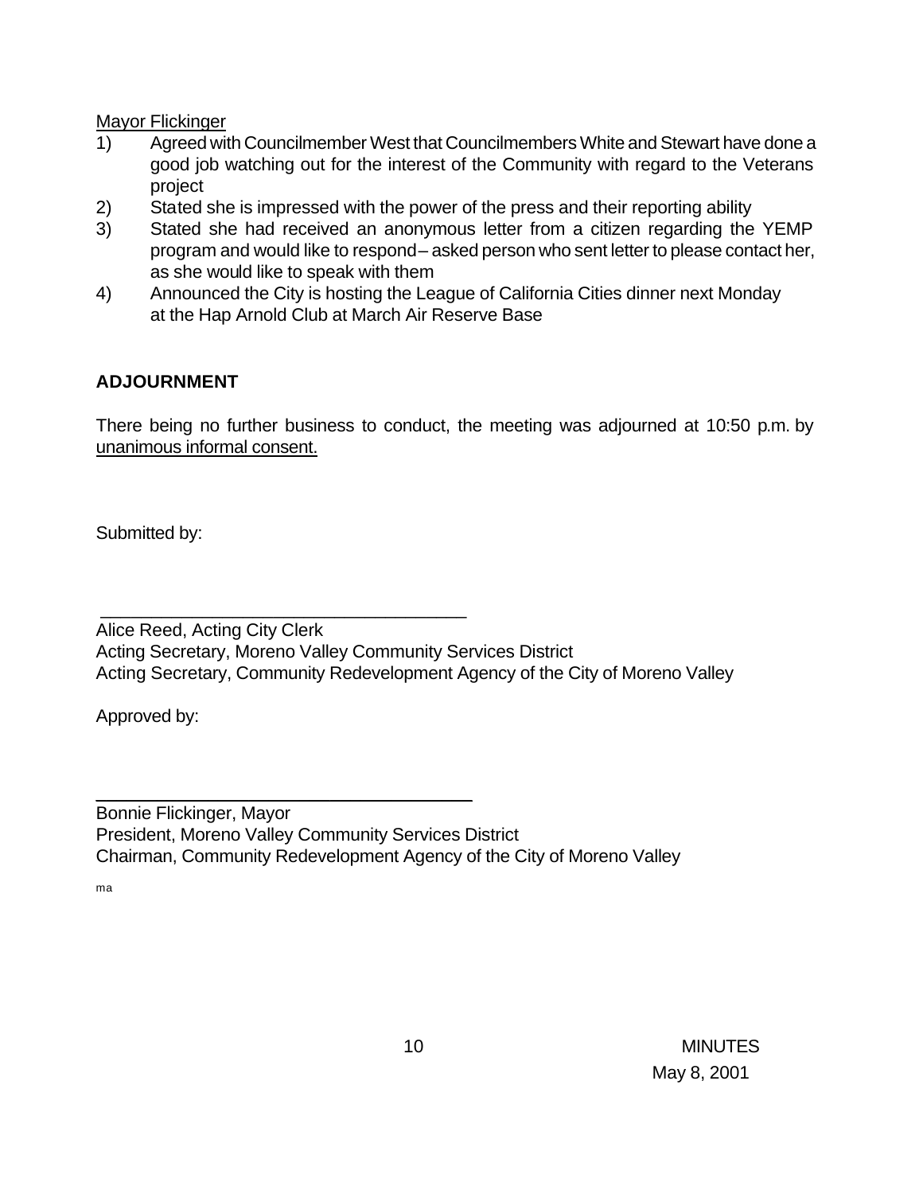Mayor Flickinger

1) Agreed with Councilmember West that Councilmembers White and Stewart have done a good job watching out for the interest of the Community with regard to the Veterans project
2) Stated she is impressed with the power of the press and their reporting ability
3) Stated she had received an anonymous letter from a citizen regarding the YEMP program and would like to respond – asked person who sent letter to please contact her, as she would like to speak with them
4) Announced the City is hosting the League of California Cities dinner next Monday at the Hap Arnold Club at March Air Reserve Base

**ADJOURNMENT**

There being no further business to conduct, the meeting was adjourned at 10:50 p.m. by unanimous informal consent.

Submitted by:

\_\_\_\_\_\_\_\_\_\_\_\_\_\_\_\_\_\_\_\_\_\_\_\_\_\_\_\_\_\_\_\_\_\_\_\_\_\_

Alice Reed, Acting City Clerk
Acting Secretary, Moreno Valley Community Services District
Acting Secretary, Community Redevelopment Agency of the City of Moreno Valley

Approved by:

\_\_\_\_\_\_\_\_\_\_\_\_\_\_\_\_\_\_\_\_\_\_\_\_\_\_\_\_\_\_\_\_\_\_\_\_\_\_

Bonnie Flickinger, Mayor
President, Moreno Valley Community Services District
Chairman, Community Redevelopment Agency of the City of Moreno Valley

ma